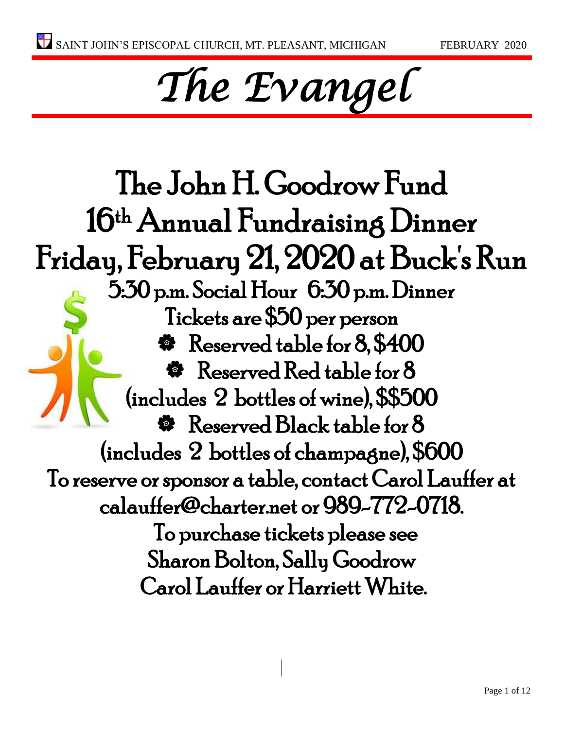# The Evangel

## The John H. Goodrow Fund
## 16th Annual Fundraising Dinner
## Friday, February 21, 2020 at Buck's Run

5:30 p.m. Social Hour 6:30 p.m. Dinner

Tickets are $50 per person

- Reserved table for 8, $400
- Reserved Red table for 8 (includes 2 bottles of wine), $$500
- Reserved Black table for 8 (includes 2 bottles of champagne), $600

To reserve or sponsor a table, contact Carol Lauffer at calauffer@charter.net or 989-772-0718.

To purchase tickets please see Sharon Bolton, Sally Goodrow Carol Lauffer or Harriett White.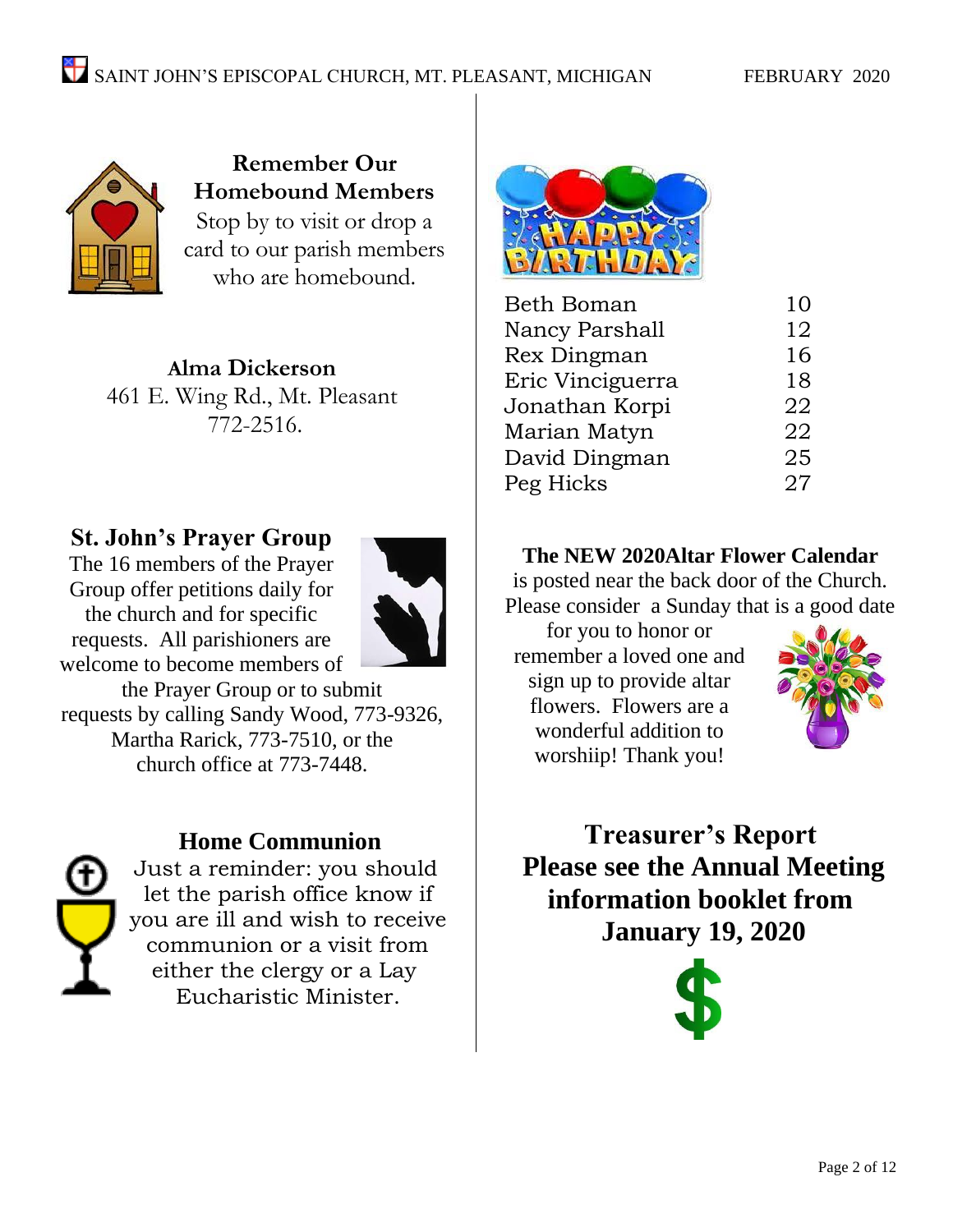## Remember Our Homebound Members

Stop by to visit or drop a card to our parish members who are homebound.

**Alma Dickerson**
461 E. Wing Rd., Mt. Pleasant
772-2516.

## St. John's Prayer Group

The 16 members of the Prayer Group offer petitions daily for the church and for specific requests. All parishioners are welcome to become members of the Prayer Group or to submit requests by calling Sandy Wood, 773-9326, Martha Rarick, 773-7510, or the church office at 773-7448.

## Home Communion

Just a reminder: you should let the parish office know if you are ill and wish to receive communion or a visit from either the clergy or a Lay Eucharistic Minister.

## HAPPY BIRTHDAY

| Name | Day |
|---|---|
| Beth Boman | 10 |
| Nancy Parshall | 12 |
| Rex Dingman | 16 |
| Eric Vinciguerra | 18 |
| Jonathan Korpi | 22 |
| Marian Matyn | 22 |
| David Dingman | 25 |
| Peg Hicks | 27 |

**The NEW 2020Altar Flower Calendar**

is posted near the back door of the Church. Please consider a Sunday that is a good date for you to honor or remember a loved one and sign up to provide altar flowers. Flowers are a wonderful addition to worshiip! Thank you!

## Treasurer's Report

**Please see the Annual Meeting information booklet from January 19, 2020**

$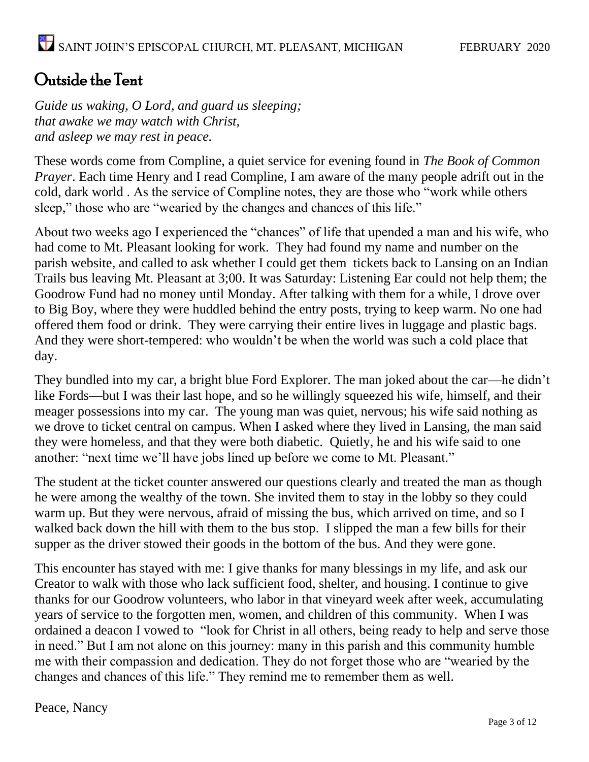# Outside the Tent

*Guide us waking, O Lord, and guard us sleeping;*
*that awake we may watch with Christ,*
*and asleep we may rest in peace.*

These words come from Compline, a quiet service for evening found in *The Book of Common Prayer*. Each time Henry and I read Compline, I am aware of the many people adrift out in the cold, dark world . As the service of Compline notes, they are those who "work while others sleep," those who are "wearied by the changes and chances of this life."

About two weeks ago I experienced the "chances" of life that upended a man and his wife, who had come to Mt. Pleasant looking for work. They had found my name and number on the parish website, and called to ask whether I could get them tickets back to Lansing on an Indian Trails bus leaving Mt. Pleasant at 3;00. It was Saturday: Listening Ear could not help them; the Goodrow Fund had no money until Monday. After talking with them for a while, I drove over to Big Boy, where they were huddled behind the entry posts, trying to keep warm. No one had offered them food or drink. They were carrying their entire lives in luggage and plastic bags. And they were short-tempered: who wouldn't be when the world was such a cold place that day.

They bundled into my car, a bright blue Ford Explorer. The man joked about the car—he didn't like Fords—but I was their last hope, and so he willingly squeezed his wife, himself, and their meager possessions into my car. The young man was quiet, nervous; his wife said nothing as we drove to ticket central on campus. When I asked where they lived in Lansing, the man said they were homeless, and that they were both diabetic. Quietly, he and his wife said to one another: "next time we'll have jobs lined up before we come to Mt. Pleasant."

The student at the ticket counter answered our questions clearly and treated the man as though he were among the wealthy of the town. She invited them to stay in the lobby so they could warm up. But they were nervous, afraid of missing the bus, which arrived on time, and so I walked back down the hill with them to the bus stop. I slipped the man a few bills for their supper as the driver stowed their goods in the bottom of the bus. And they were gone.

This encounter has stayed with me: I give thanks for many blessings in my life, and ask our Creator to walk with those who lack sufficient food, shelter, and housing. I continue to give thanks for our Goodrow volunteers, who labor in that vineyard week after week, accumulating years of service to the forgotten men, women, and children of this community. When I was ordained a deacon I vowed to "look for Christ in all others, being ready to help and serve those in need." But I am not alone on this journey: many in this parish and this community humble me with their compassion and dedication. They do not forget those who are "wearied by the changes and chances of this life." They remind me to remember them as well.

Peace, Nancy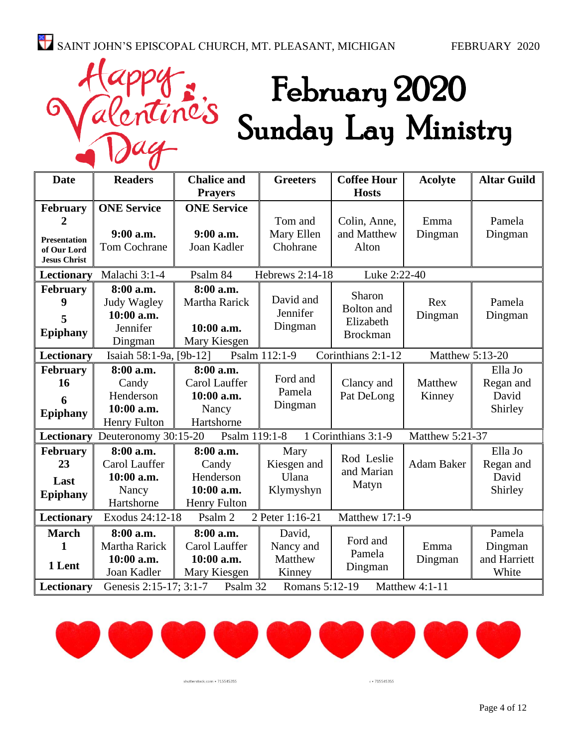Happy Valentine's Day

# February 2020 Sunday Lay Ministry

| Date | Readers | Chalice and Prayers | Greeters | Coffee Hour Hosts | Acolyte | Altar Guild |
|---|---|---|---|---|---|---|
| **February 2** **Presentation of Our Lord Jesus Christ** | **ONE Service** **9:00 a.m.** Tom Cochrane | **ONE Service** **9:00 a.m.** Joan Kadler | Tom and Mary Ellen Chohrane | Colin, Anne, and Matthew Alton | Emma Dingman | Pamela Dingman |
| **Lectionary** | Malachi 3:1-4 | Psalm 84 | Hebrews 2:14-18 | Luke 2:22-40 | | |
| **February 9** **5 Epiphany** | **8:00 a.m.** Judy Wagley **10:00 a.m.** Jennifer Dingman | **8:00 a.m.** Martha Rarick **10:00 a.m.** Mary Kiesgen | David and Jennifer Dingman | Sharon Bolton and Elizabeth Brockman | Rex Dingman | Pamela Dingman |
| **Lectionary** | Isaiah 58:1-9a, [9b-12] | Psalm 112:1-9 | Corinthians 2:1-12 | Matthew 5:13-20 | | |
| **February 16** **6 Epiphany** | **8:00 a.m.** Candy Henderson **10:00 a.m.** Henry Fulton | **8:00 a.m.** Carol Lauffer **10:00 a.m.** Nancy Hartshorne | Ford and Pamela Dingman | Clancy and Pat DeLong | Matthew Kinney | Ella Jo Regan and David Shirley |
| **Lectionary** | Deuteronomy 30:15-20 | Psalm 119:1-8 | 1 Corinthians 3:1-9 | Matthew 5:21-37 | | |
| **February 23** **Last Epiphany** | **8:00 a.m.** Carol Lauffer **10:00 a.m.** Nancy Hartshorne | **8:00 a.m.** Candy Henderson **10:00 a.m.** Henry Fulton | Mary Kiesgen and Ulana Klymyshyn | Rod Leslie and Marian Matyn | Adam Baker | Ella Jo Regan and David Shirley |
| **Lectionary** | Exodus 24:12-18 | Psalm 2 | 2 Peter 1:16-21 | Matthew 17:1-9 | | |
| **March 1** **1 Lent** | **8:00 a.m.** Martha Rarick **10:00 a.m.** Joan Kadler | **8:00 a.m.** Carol Lauffer **10:00 a.m.** Mary Kiesgen | David, Nancy and Matthew Kinney | Ford and Pamela Dingman | Emma Dingman | Pamela Dingman and Harriett White |
| **Lectionary** | Genesis 2:15-17; 3:1-7 | Psalm 32 | Romans 5:12-19 | Matthew 4:1-11 | | |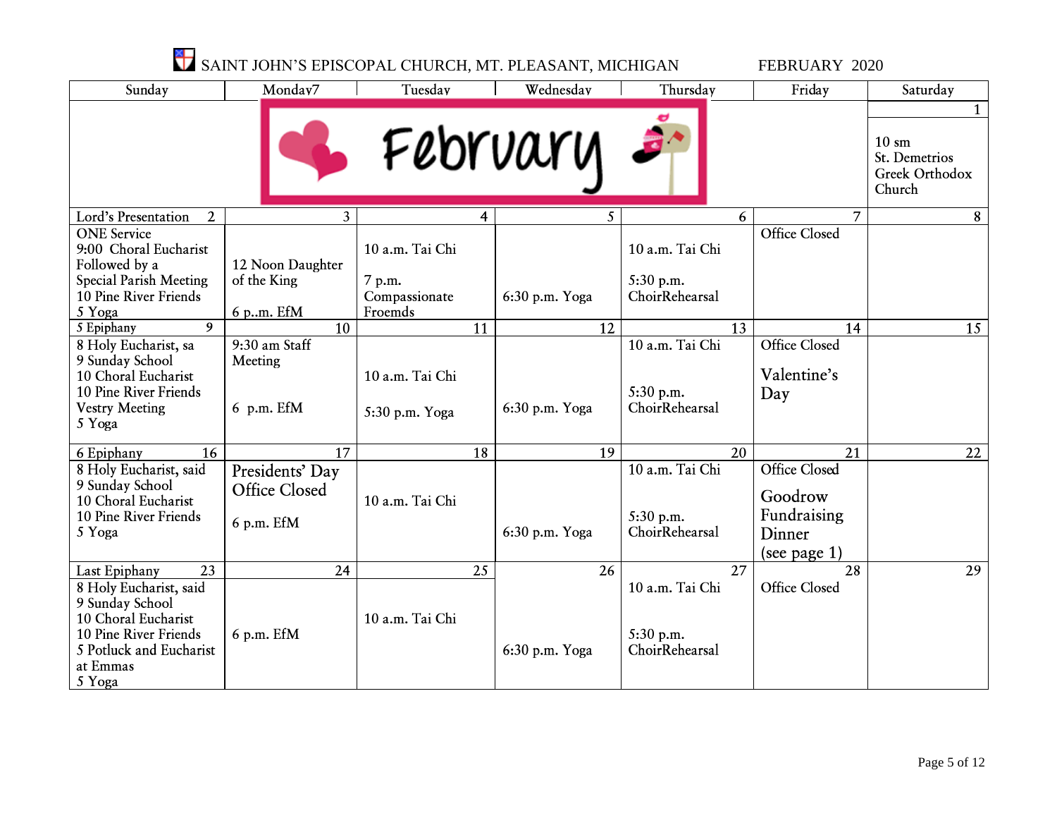# SAINT JOHN'S EPISCOPAL CHURCH, MT. PLEASANT, MICHIGAN — FEBRUARY 2020

| Sunday | Monday7 | Tuesday | Wednesday | Thursday | Friday | Saturday |
|---|---|---|---|---|---|---|
| February | | | | | | 1<br>10 sm<br>St. Demetrios Greek Orthodox Church |
| Lord's Presentation 2<br>ONE Service<br>9:00 Choral Eucharist Followed by a Special Parish Meeting<br>10 Pine River Friends<br>5 Yoga | 3<br>12 Noon Daughter of the King<br>6 p..m. EfM | 4<br>10 a.m. Tai Chi<br>7 p.m. Compassionate Froemds | 5<br>6:30 p.m. Yoga | 6<br>10 a.m. Tai Chi<br>5:30 p.m. ChoirRehearsal | 7<br>Office Closed | 8 |
| 5 Epiphany 9<br>8 Holy Eucharist, sa<br>9 Sunday School<br>10 Choral Eucharist<br>10 Pine River Friends<br>Vestry Meeting<br>5 Yoga | 10<br>9:30 am Staff Meeting<br>6 p.m. EfM | 11<br>10 a.m. Tai Chi<br>5:30 p.m. Yoga | 12<br>6:30 p.m. Yoga | 13<br>10 a.m. Tai Chi<br>5:30 p.m. ChoirRehearsal | 14<br>Office Closed<br>Valentine's Day | 15 |
| 6 Epiphany 16<br>8 Holy Eucharist, said<br>9 Sunday School<br>10 Choral Eucharist<br>10 Pine River Friends<br>5 Yoga | 17<br>Presidents' Day Office Closed<br>6 p.m. EfM | 18<br>10 a.m. Tai Chi | 19<br>6:30 p.m. Yoga | 20<br>10 a.m. Tai Chi<br>5:30 p.m. ChoirRehearsal | 21<br>Office Closed<br>Goodrow Fundraising Dinner (see page 1) | 22 |
| Last Epiphany 23<br>8 Holy Eucharist, said<br>9 Sunday School<br>10 Choral Eucharist<br>10 Pine River Friends<br>5 Potluck and Eucharist at Emmas<br>5 Yoga | 24<br>6 p.m. EfM | 25<br>10 a.m. Tai Chi | 26<br>6:30 p.m. Yoga | 27<br>10 a.m. Tai Chi<br>5:30 p.m. ChoirRehearsal | 28<br>Office Closed | 29 |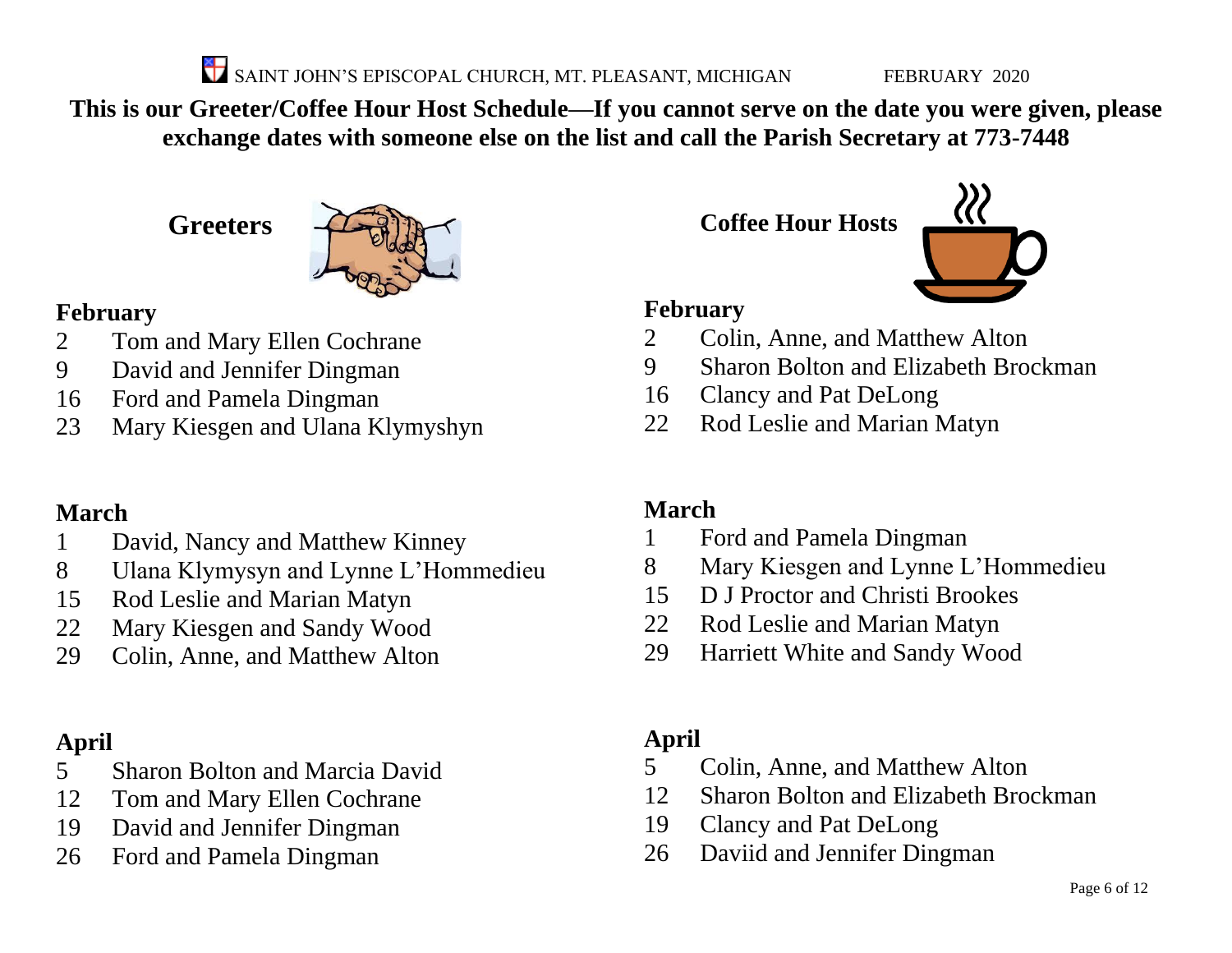SAINT JOHN'S EPISCOPAL CHURCH, MT. PLEASANT, MICHIGAN FEBRUARY 2020

**This is our Greeter/Coffee Hour Host Schedule—If you cannot serve on the date you were given, please exchange dates with someone else on the list and call the Parish Secretary at 773-7448**

## Greeters

### February

2 Tom and Mary Ellen Cochrane
9 David and Jennifer Dingman
16 Ford and Pamela Dingman
23 Mary Kiesgen and Ulana Klymyshyn

### March

1 David, Nancy and Matthew Kinney
8 Ulana Klymysyn and Lynne L'Hommedieu
15 Rod Leslie and Marian Matyn
22 Mary Kiesgen and Sandy Wood
29 Colin, Anne, and Matthew Alton

### April

5 Sharon Bolton and Marcia David
12 Tom and Mary Ellen Cochrane
19 David and Jennifer Dingman
26 Ford and Pamela Dingman

## Coffee Hour Hosts

### February

2 Colin, Anne, and Matthew Alton
9 Sharon Bolton and Elizabeth Brockman
16 Clancy and Pat DeLong
22 Rod Leslie and Marian Matyn

### March

1 Ford and Pamela Dingman
8 Mary Kiesgen and Lynne L'Hommedieu
15 D J Proctor and Christi Brookes
22 Rod Leslie and Marian Matyn
29 Harriett White and Sandy Wood

### April

5 Colin, Anne, and Matthew Alton
12 Sharon Bolton and Elizabeth Brockman
19 Clancy and Pat DeLong
26 Daviid and Jennifer Dingman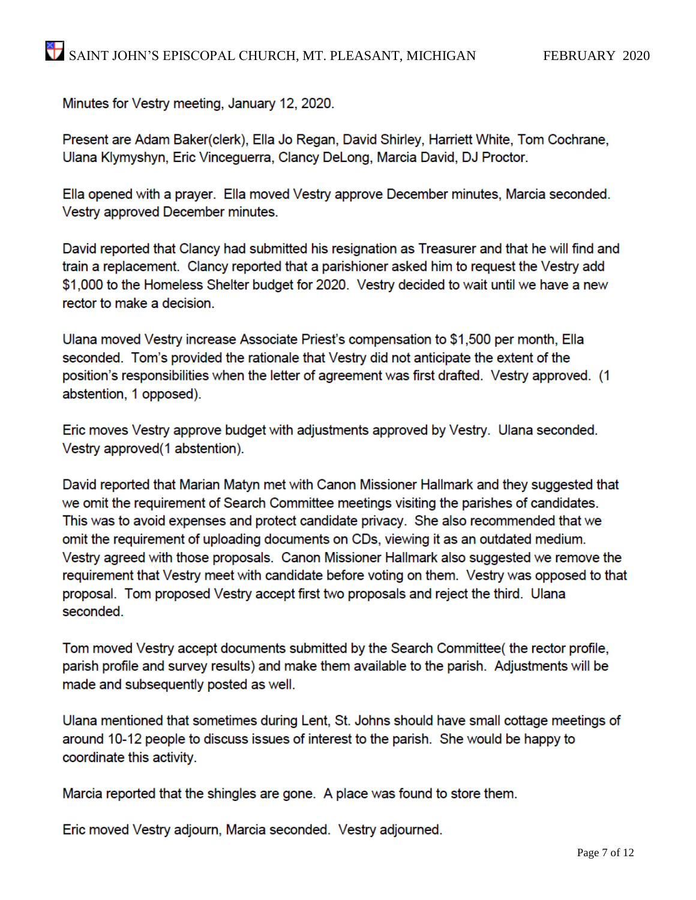Minutes for Vestry meeting, January 12, 2020.

Present are Adam Baker(clerk), Ella Jo Regan, David Shirley, Harriett White, Tom Cochrane, Ulana Klymyshyn, Eric Vinceguerra, Clancy DeLong, Marcia David, DJ Proctor.

Ella opened with a prayer. Ella moved Vestry approve December minutes, Marcia seconded. Vestry approved December minutes.

David reported that Clancy had submitted his resignation as Treasurer and that he will find and train a replacement. Clancy reported that a parishioner asked him to request the Vestry add $1,000 to the Homeless Shelter budget for 2020. Vestry decided to wait until we have a new rector to make a decision.

Ulana moved Vestry increase Associate Priest's compensation to $1,500 per month, Ella seconded. Tom's provided the rationale that Vestry did not anticipate the extent of the position's responsibilities when the letter of agreement was first drafted. Vestry approved. (1 abstention, 1 opposed).

Eric moves Vestry approve budget with adjustments approved by Vestry. Ulana seconded. Vestry approved(1 abstention).

David reported that Marian Matyn met with Canon Missioner Hallmark and they suggested that we omit the requirement of Search Committee meetings visiting the parishes of candidates. This was to avoid expenses and protect candidate privacy. She also recommended that we omit the requirement of uploading documents on CDs, viewing it as an outdated medium. Vestry agreed with those proposals. Canon Missioner Hallmark also suggested we remove the requirement that Vestry meet with candidate before voting on them. Vestry was opposed to that proposal. Tom proposed Vestry accept first two proposals and reject the third. Ulana seconded.

Tom moved Vestry accept documents submitted by the Search Committee( the rector profile, parish profile and survey results) and make them available to the parish. Adjustments will be made and subsequently posted as well.

Ulana mentioned that sometimes during Lent, St. Johns should have small cottage meetings of around 10-12 people to discuss issues of interest to the parish. She would be happy to coordinate this activity.

Marcia reported that the shingles are gone. A place was found to store them.

Eric moved Vestry adjourn, Marcia seconded. Vestry adjourned.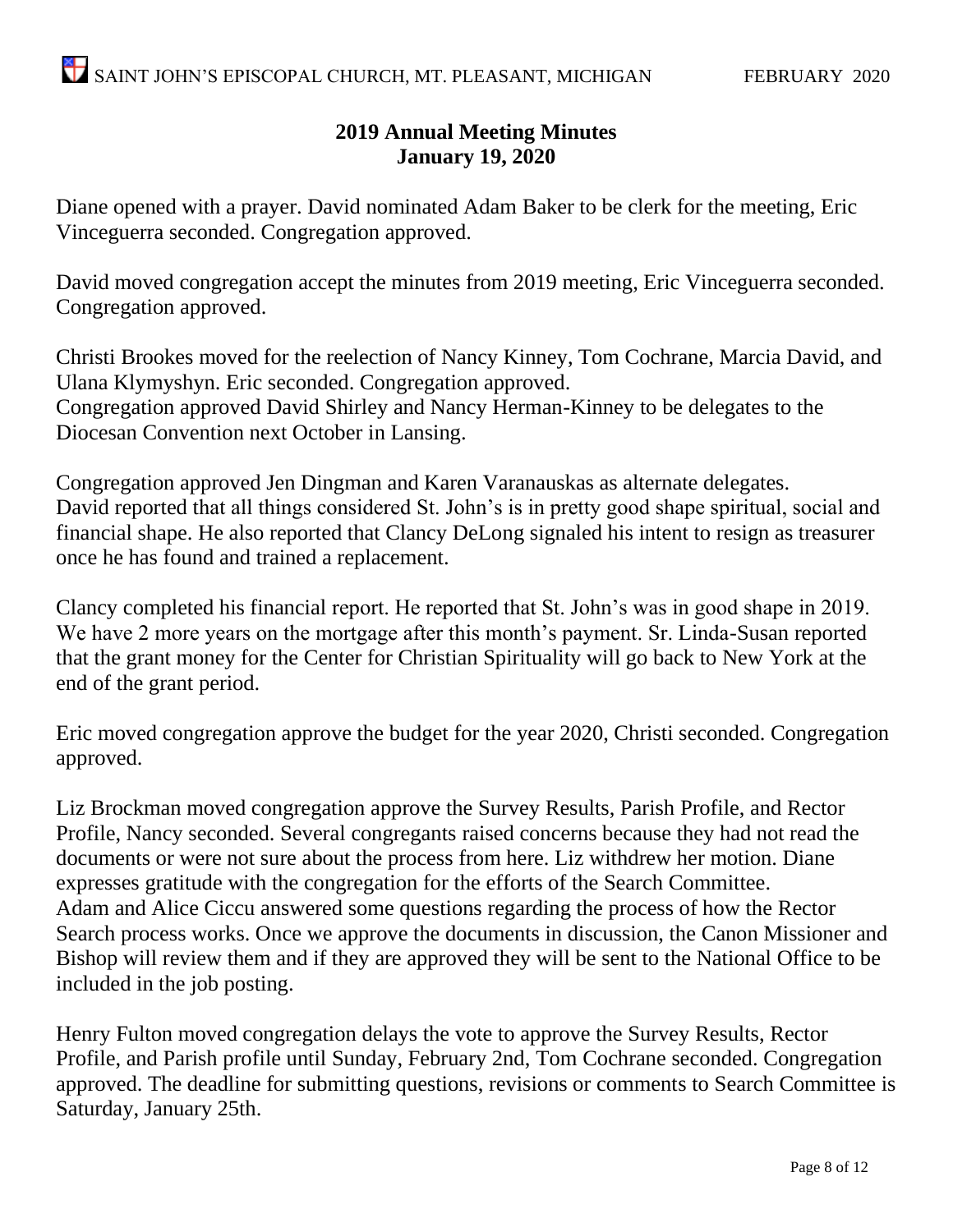## 2019 Annual Meeting Minutes
## January 19, 2020

Diane opened with a prayer. David nominated Adam Baker to be clerk for the meeting, Eric Vinceguerra seconded. Congregation approved.

David moved congregation accept the minutes from 2019 meeting, Eric Vinceguerra seconded. Congregation approved.

Christi Brookes moved for the reelection of Nancy Kinney, Tom Cochrane, Marcia David, and Ulana Klymyshyn. Eric seconded. Congregation approved.
Congregation approved David Shirley and Nancy Herman-Kinney to be delegates to the Diocesan Convention next October in Lansing.

Congregation approved Jen Dingman and Karen Varanauskas as alternate delegates.
David reported that all things considered St. John's is in pretty good shape spiritual, social and financial shape. He also reported that Clancy DeLong signaled his intent to resign as treasurer once he has found and trained a replacement.

Clancy completed his financial report. He reported that St. John's was in good shape in 2019. We have 2 more years on the mortgage after this month's payment. Sr. Linda-Susan reported that the grant money for the Center for Christian Spirituality will go back to New York at the end of the grant period.

Eric moved congregation approve the budget for the year 2020, Christi seconded. Congregation approved.

Liz Brockman moved congregation approve the Survey Results, Parish Profile, and Rector Profile, Nancy seconded. Several congregants raised concerns because they had not read the documents or were not sure about the process from here. Liz withdrew her motion. Diane expresses gratitude with the congregation for the efforts of the Search Committee.
Adam and Alice Ciccu answered some questions regarding the process of how the Rector Search process works. Once we approve the documents in discussion, the Canon Missioner and Bishop will review them and if they are approved they will be sent to the National Office to be included in the job posting.

Henry Fulton moved congregation delays the vote to approve the Survey Results, Rector Profile, and Parish profile until Sunday, February 2nd, Tom Cochrane seconded. Congregation approved. The deadline for submitting questions, revisions or comments to Search Committee is Saturday, January 25th.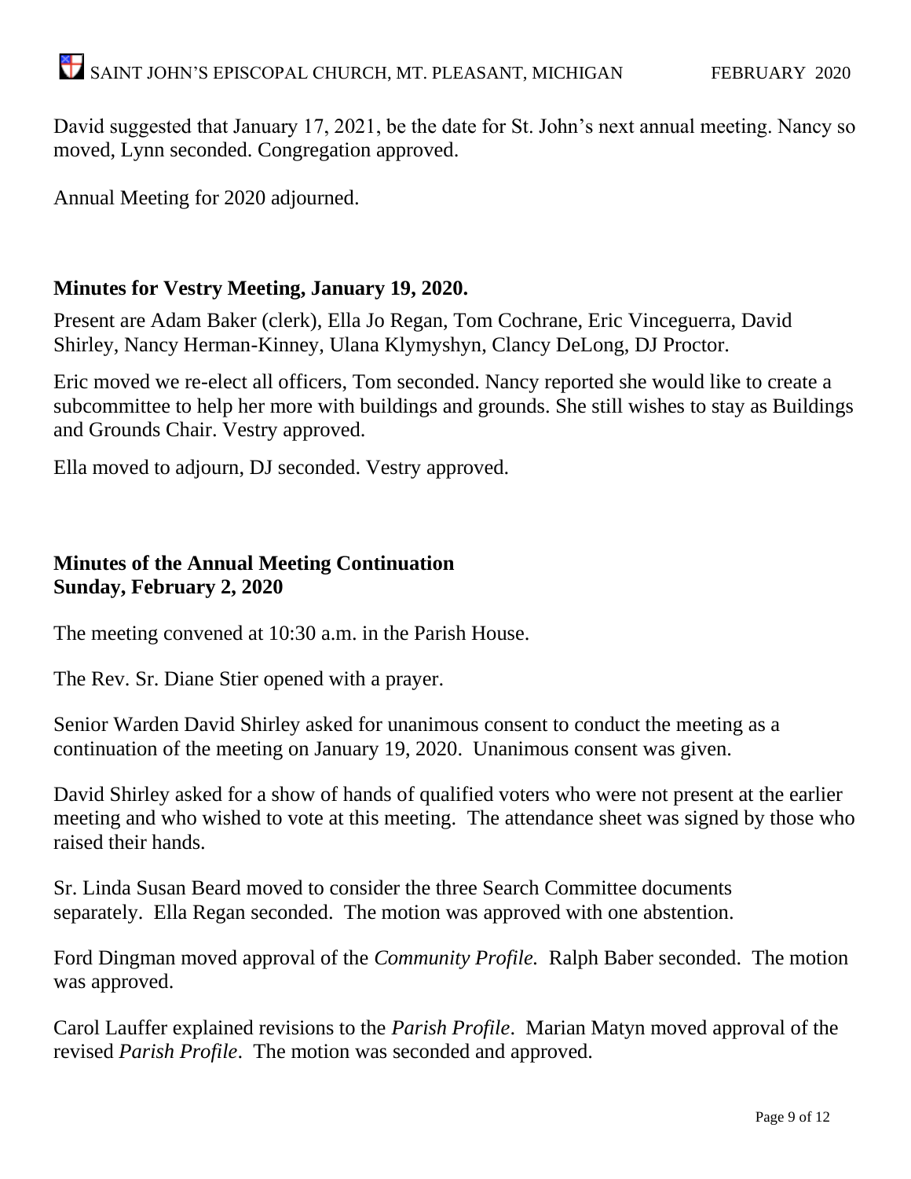David suggested that January 17, 2021, be the date for St. John's next annual meeting. Nancy so moved, Lynn seconded. Congregation approved.

Annual Meeting for 2020 adjourned.

## Minutes for Vestry Meeting, January 19, 2020.

Present are Adam Baker (clerk), Ella Jo Regan, Tom Cochrane, Eric Vinceguerra, David Shirley, Nancy Herman-Kinney, Ulana Klymyshyn, Clancy DeLong, DJ Proctor.

Eric moved we re-elect all officers, Tom seconded. Nancy reported she would like to create a subcommittee to help her more with buildings and grounds. She still wishes to stay as Buildings and Grounds Chair. Vestry approved.

Ella moved to adjourn, DJ seconded. Vestry approved.

## Minutes of the Annual Meeting Continuation
## Sunday, February 2, 2020

The meeting convened at 10:30 a.m. in the Parish House.

The Rev. Sr. Diane Stier opened with a prayer.

Senior Warden David Shirley asked for unanimous consent to conduct the meeting as a continuation of the meeting on January 19, 2020. Unanimous consent was given.

David Shirley asked for a show of hands of qualified voters who were not present at the earlier meeting and who wished to vote at this meeting. The attendance sheet was signed by those who raised their hands.

Sr. Linda Susan Beard moved to consider the three Search Committee documents separately. Ella Regan seconded. The motion was approved with one abstention.

Ford Dingman moved approval of the *Community Profile.* Ralph Baber seconded. The motion was approved.

Carol Lauffer explained revisions to the *Parish Profile*. Marian Matyn moved approval of the revised *Parish Profile*. The motion was seconded and approved.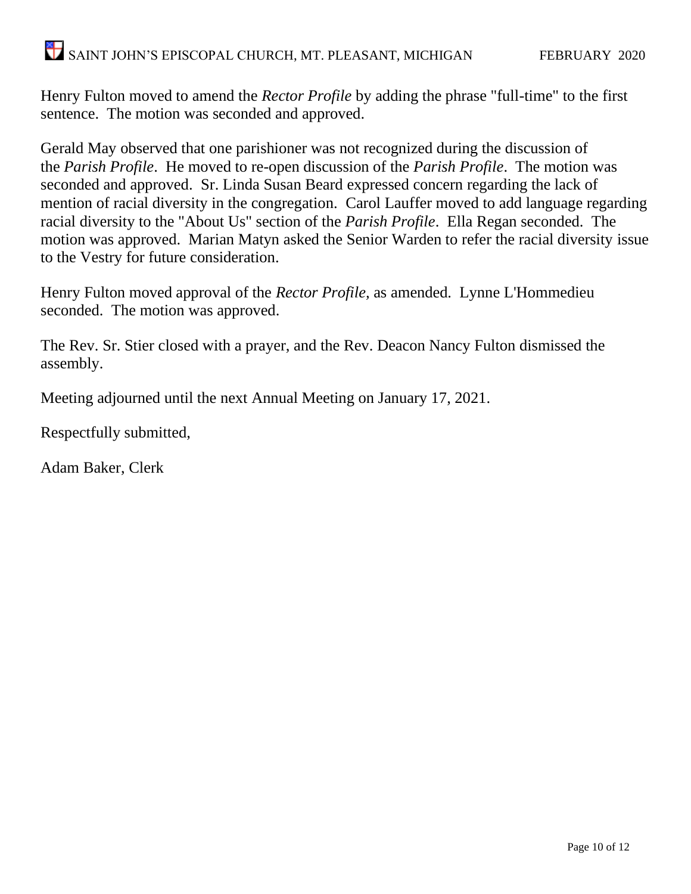Henry Fulton moved to amend the *Rector Profile* by adding the phrase "full-time" to the first sentence. The motion was seconded and approved.

Gerald May observed that one parishioner was not recognized during the discussion of the *Parish Profile*. He moved to re-open discussion of the *Parish Profile*. The motion was seconded and approved. Sr. Linda Susan Beard expressed concern regarding the lack of mention of racial diversity in the congregation. Carol Lauffer moved to add language regarding racial diversity to the "About Us" section of the *Parish Profile*. Ella Regan seconded. The motion was approved. Marian Matyn asked the Senior Warden to refer the racial diversity issue to the Vestry for future consideration.

Henry Fulton moved approval of the *Rector Profile,* as amended. Lynne L'Hommedieu seconded. The motion was approved.

The Rev. Sr. Stier closed with a prayer, and the Rev. Deacon Nancy Fulton dismissed the assembly.

Meeting adjourned until the next Annual Meeting on January 17, 2021.

Respectfully submitted,

Adam Baker, Clerk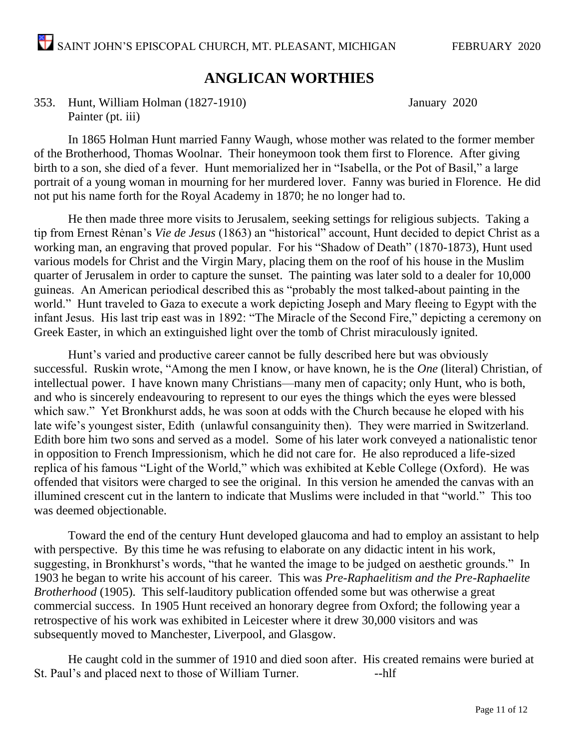# ANGLICAN WORTHIES

353. Hunt, William Holman (1827-1910) January 2020
Painter (pt. iii)

In 1865 Holman Hunt married Fanny Waugh, whose mother was related to the former member of the Brotherhood, Thomas Woolnar. Their honeymoon took them first to Florence. After giving birth to a son, she died of a fever. Hunt memorialized her in "Isabella, or the Pot of Basil," a large portrait of a young woman in mourning for her murdered lover. Fanny was buried in Florence. He did not put his name forth for the Royal Academy in 1870; he no longer had to.

He then made three more visits to Jerusalem, seeking settings for religious subjects. Taking a tip from Ernest Rėnan's *Vie de Jesus* (1863) an "historical" account, Hunt decided to depict Christ as a working man, an engraving that proved popular. For his "Shadow of Death" (1870-1873), Hunt used various models for Christ and the Virgin Mary, placing them on the roof of his house in the Muslim quarter of Jerusalem in order to capture the sunset. The painting was later sold to a dealer for 10,000 guineas. An American periodical described this as "probably the most talked-about painting in the world." Hunt traveled to Gaza to execute a work depicting Joseph and Mary fleeing to Egypt with the infant Jesus. His last trip east was in 1892: "The Miracle of the Second Fire," depicting a ceremony on Greek Easter, in which an extinguished light over the tomb of Christ miraculously ignited.

Hunt's varied and productive career cannot be fully described here but was obviously successful. Ruskin wrote, "Among the men I know, or have known, he is the *One* (literal) Christian, of intellectual power. I have known many Christians—many men of capacity; only Hunt, who is both, and who is sincerely endeavouring to represent to our eyes the things which the eyes were blessed which saw." Yet Bronkhurst adds, he was soon at odds with the Church because he eloped with his late wife's youngest sister, Edith (unlawful consanguinity then). They were married in Switzerland. Edith bore him two sons and served as a model. Some of his later work conveyed a nationalistic tenor in opposition to French Impressionism, which he did not care for. He also reproduced a life-sized replica of his famous "Light of the World," which was exhibited at Keble College (Oxford). He was offended that visitors were charged to see the original. In this version he amended the canvas with an illumined crescent cut in the lantern to indicate that Muslims were included in that "world." This too was deemed objectionable.

Toward the end of the century Hunt developed glaucoma and had to employ an assistant to help with perspective. By this time he was refusing to elaborate on any didactic intent in his work, suggesting, in Bronkhurst's words, "that he wanted the image to be judged on aesthetic grounds." In 1903 he began to write his account of his career. This was *Pre-Raphaelitism and the Pre-Raphaelite Brotherhood* (1905). This self-lauditory publication offended some but was otherwise a great commercial success. In 1905 Hunt received an honorary degree from Oxford; the following year a retrospective of his work was exhibited in Leicester where it drew 30,000 visitors and was subsequently moved to Manchester, Liverpool, and Glasgow.

He caught cold in the summer of 1910 and died soon after. His created remains were buried at St. Paul's and placed next to those of William Turner. --hlf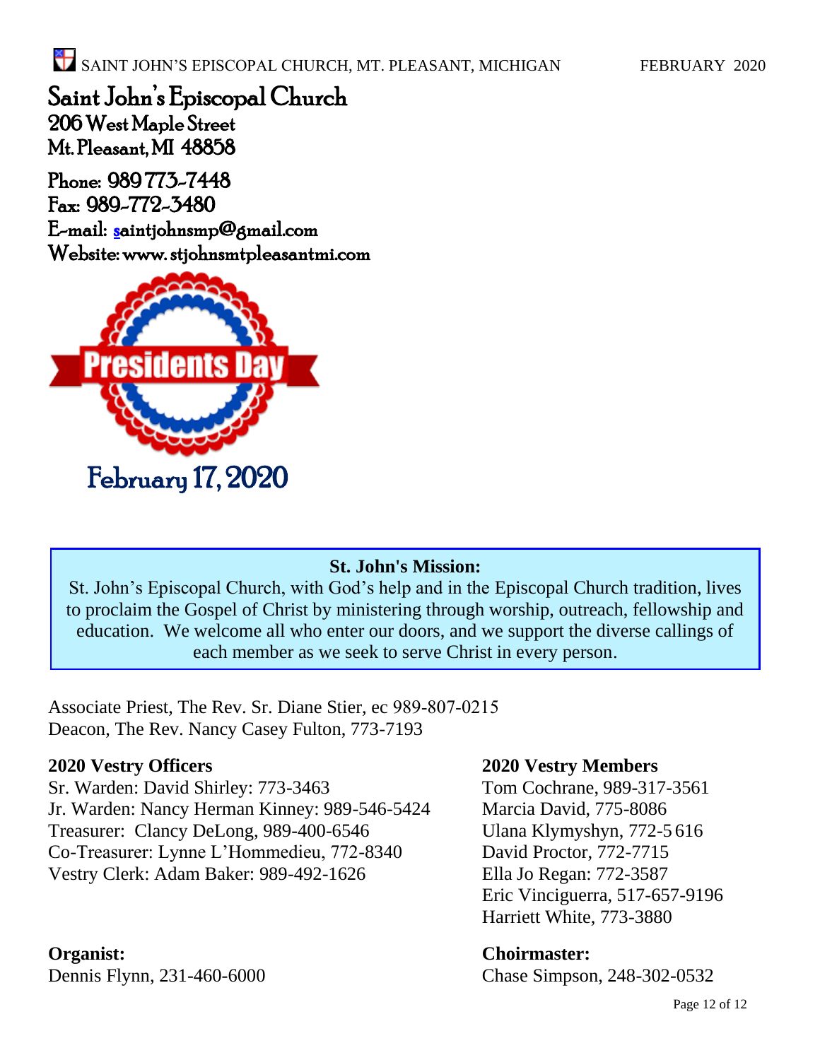# Saint John's Episcopal Church

206 West Maple Street
Mt. Pleasant, MI 48858

Phone: 989 773-7448
Fax: 989-772-3480
E-mail: saintjohnsmp@gmail.com
Website: www. stjohnsmtpleasantmi.com

Presidents Day

February 17, 2020

**St. John's Mission:**

St. John's Episcopal Church, with God's help and in the Episcopal Church tradition, lives to proclaim the Gospel of Christ by ministering through worship, outreach, fellowship and education. We welcome all who enter our doors, and we support the diverse callings of each member as we seek to serve Christ in every person.

Associate Priest, The Rev. Sr. Diane Stier, ec 989-807-0215
Deacon, The Rev. Nancy Casey Fulton, 773-7193

**2020 Vestry Officers**

Sr. Warden: David Shirley: 773-3463
Jr. Warden: Nancy Herman Kinney: 989-546-5424
Treasurer: Clancy DeLong, 989-400-6546
Co-Treasurer: Lynne L'Hommedieu, 772-8340
Vestry Clerk: Adam Baker: 989-492-1626

**2020 Vestry Members**

Tom Cochrane, 989-317-3561
Marcia David, 775-8086
Ulana Klymyshyn, 772-5 616
David Proctor, 772-7715
Ella Jo Regan: 772-3587
Eric Vinciguerra, 517-657-9196
Harriett White, 773-3880

**Organist:**
Dennis Flynn, 231-460-6000

**Choirmaster:**
Chase Simpson, 248-302-0532